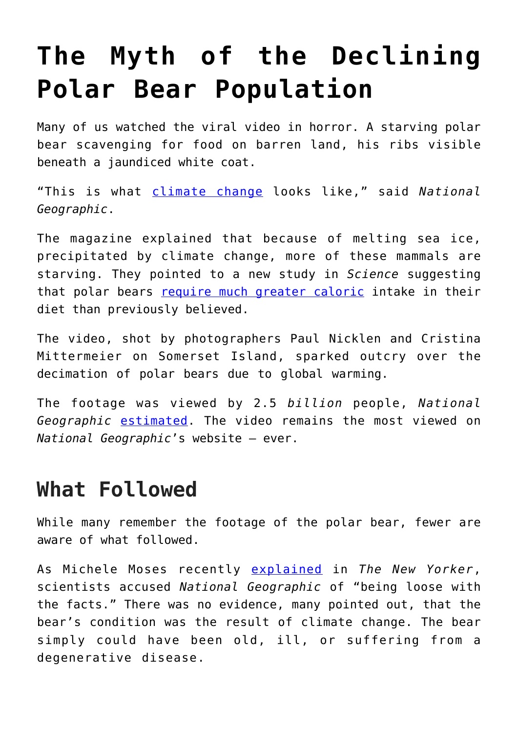# The Myth of the Declining Polar Bear Population

Many of us watched the viral video in horror. A starving polar bear scavenging for food on barren land, his ribs visible beneath a jaundiced white coat.

"This is what climate change looks like," said *National Geographic*.

The magazine explained that because of melting sea ice, precipitated by climate change, more of these mammals are starving. They pointed to a new study in *Science* suggesting that polar bears require much greater caloric intake in their diet than previously believed.

The video, shot by photographers Paul Nicklen and Cristina Mittermeier on Somerset Island, sparked outcry over the decimation of polar bears due to global warming.

The footage was viewed by 2.5 *billion* people, *National Geographic* estimated. The video remains the most viewed on *National Geographic*'s website – ever.

## What Followed

While many remember the footage of the polar bear, fewer are aware of what followed.

As Michele Moses recently explained in *The New Yorker*, scientists accused *National Geographic* of "being loose with the facts." There was no evidence, many pointed out, that the bear's condition was the result of climate change. The bear simply could have been old, ill, or suffering from a degenerative disease.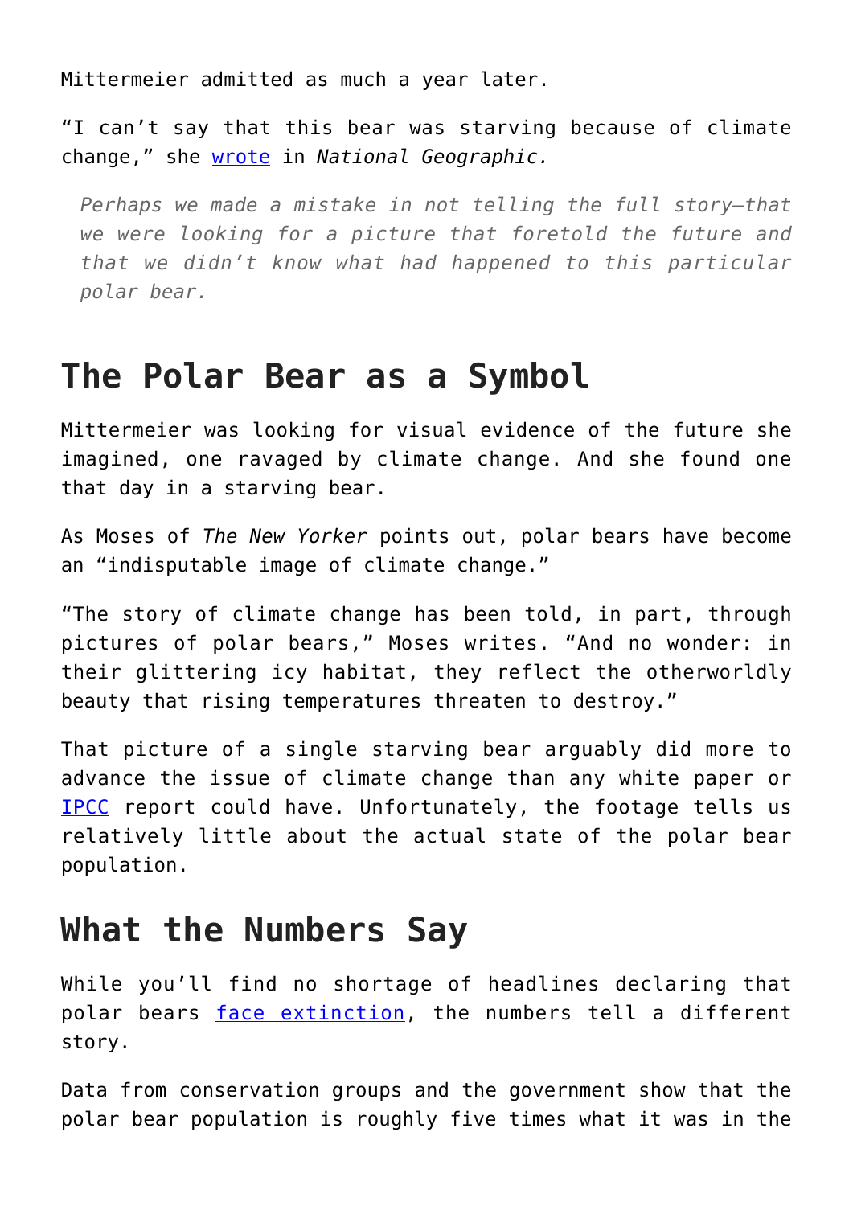Mittermeier admitted as much a year later.

“I can’t say that this bear was starving because of climate change,” she [wrote](#) in *National Geographic.*

> *Perhaps we made a mistake in not telling the full story—that we were looking for a picture that foretold the future and that we didn’t know what had happened to this particular polar bear.*

## The Polar Bear as a Symbol

Mittermeier was looking for visual evidence of the future she imagined, one ravaged by climate change. And she found one that day in a starving bear.

As Moses of *The New Yorker* points out, polar bears have become an “indisputable image of climate change.”

“The story of climate change has been told, in part, through pictures of polar bears,” Moses writes. “And no wonder: in their glittering icy habitat, they reflect the otherworldly beauty that rising temperatures threaten to destroy.”

That picture of a single starving bear arguably did more to advance the issue of climate change than any white paper or [IPCC](#) report could have. Unfortunately, the footage tells us relatively little about the actual state of the polar bear population.

## What the Numbers Say

While you’ll find no shortage of headlines declaring that polar bears [face extinction](#), the numbers tell a different story.

Data from conservation groups and the government show that the polar bear population is roughly five times what it was in the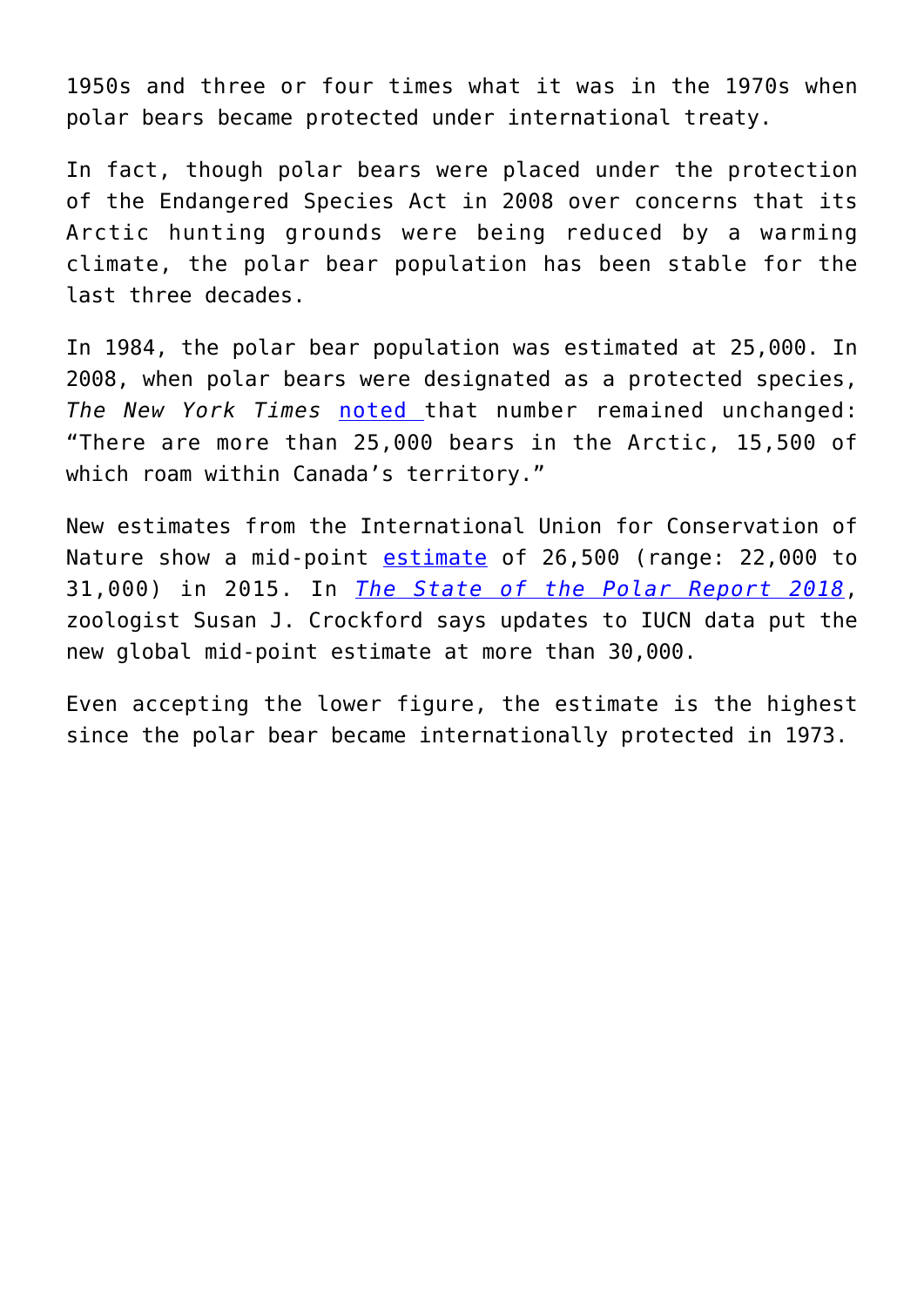1950s and three or four times what it was in the 1970s when polar bears became protected under international treaty.

In fact, though polar bears were placed under the protection of the Endangered Species Act in 2008 over concerns that its Arctic hunting grounds were being reduced by a warming climate, the polar bear population has been stable for the last three decades.

In 1984, the polar bear population was estimated at 25,000. In 2008, when polar bears were designated as a protected species, *The New York Times* noted that number remained unchanged: "There are more than 25,000 bears in the Arctic, 15,500 of which roam within Canada's territory."

New estimates from the International Union for Conservation of Nature show a mid-point estimate of 26,500 (range: 22,000 to 31,000) in 2015. In *The State of the Polar Report 2018*, zoologist Susan J. Crockford says updates to IUCN data put the new global mid-point estimate at more than 30,000.

Even accepting the lower figure, the estimate is the highest since the polar bear became internationally protected in 1973.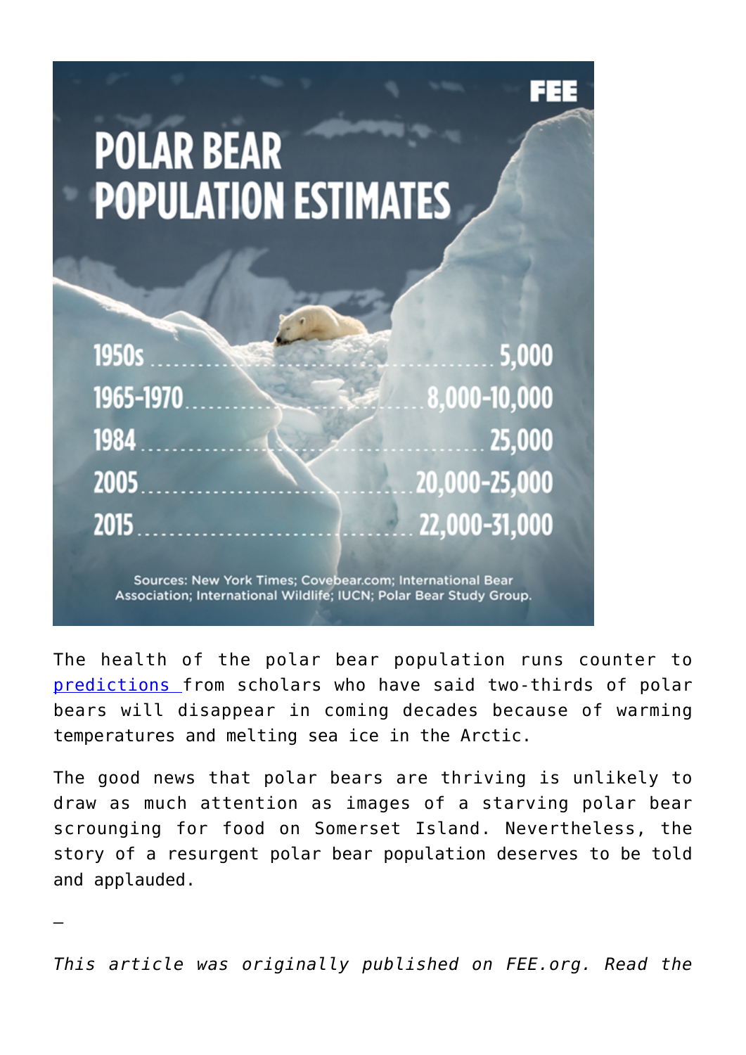# POLAR BEAR POPULATION ESTIMATES

FEE

| Year | Estimate |
| --- | --- |
| 1950s | 5,000 |
| 1965-1970 | 8,000-10,000 |
| 1984 | 25,000 |
| 2005 | 20,000-25,000 |
| 2015 | 22,000-31,000 |

Sources: New York Times; Covebear.com; International Bear Association; International Wildlife; IUCN; Polar Bear Study Group.

The health of the polar bear population runs counter to [predictions ](predictions)from scholars who have said two-thirds of polar bears will disappear in coming decades because of warming temperatures and melting sea ice in the Arctic.

The good news that polar bears are thriving is unlikely to draw as much attention as images of a starving polar bear scrounging for food on Somerset Island. Nevertheless, the story of a resurgent polar bear population deserves to be told and applauded.

—

*This article was originally published on FEE.org. Read the*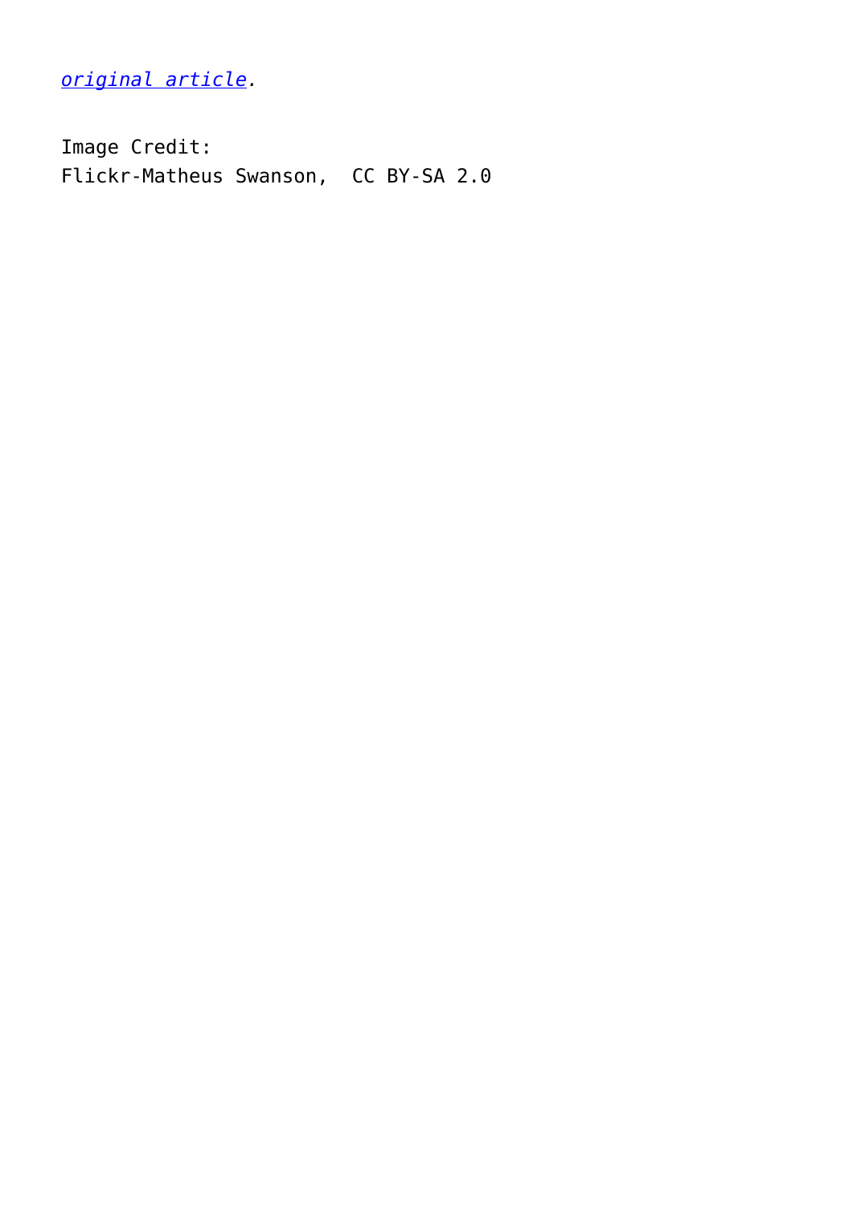*[original article](#).*

Image Credit:
Flickr-Matheus Swanson, CC BY-SA 2.0